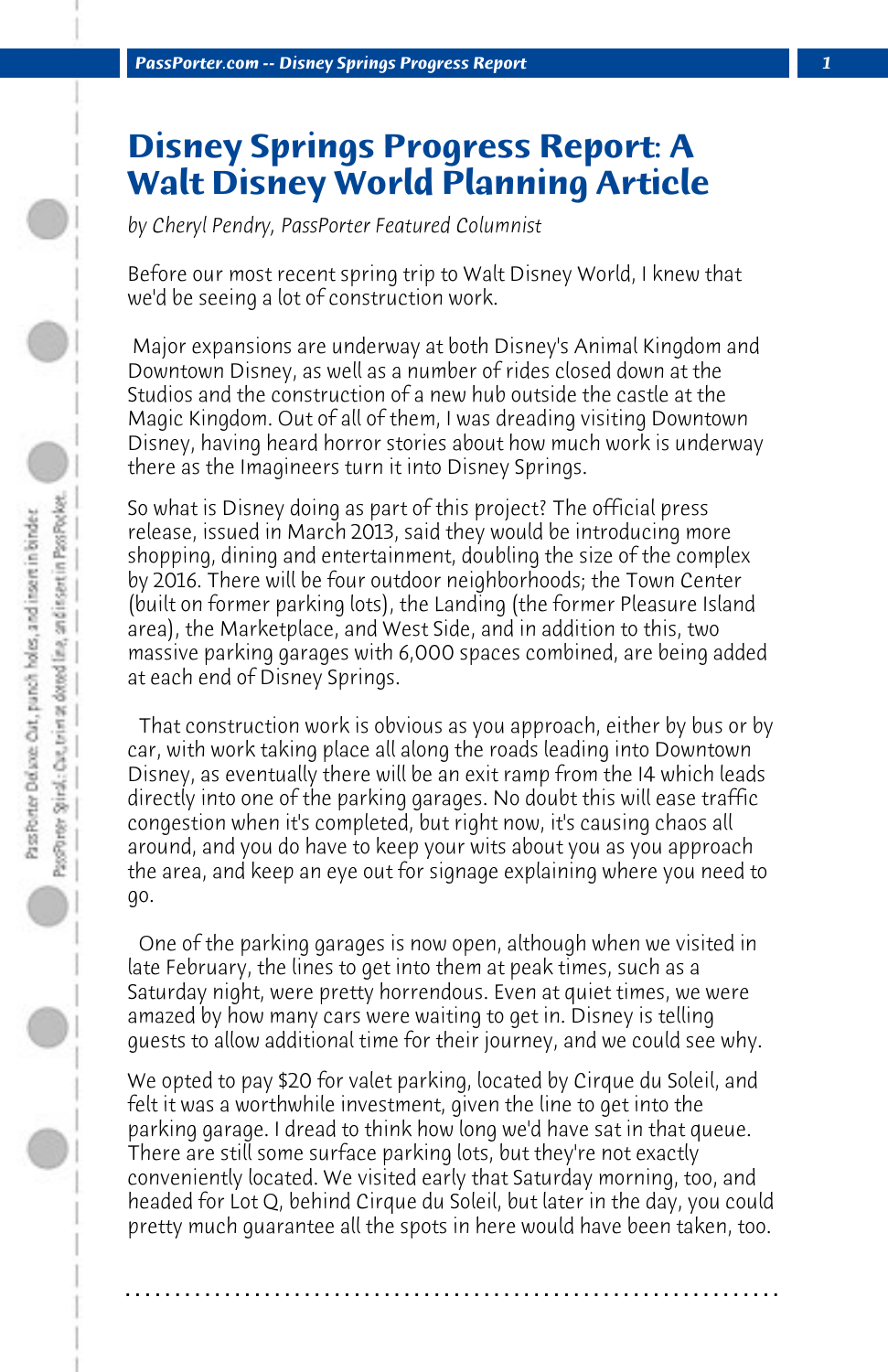# Disney Springs Progress Report: A Walt Disney World Planning Article

*by Cheryl Pendry, PassPorter Featured Columnist*

Before our most recent spring trip to Walt Disney World, I knew that we'd be seeing a lot of construction work.

Major expansions are underway at both Disney's Animal Kingdom and Downtown Disney, as well as a number of rides closed down at the Studios and the construction of a new hub outside the castle at the Magic Kingdom. Out of all of them, I was dreading visiting Downtown Disney, having heard horror stories about how much work is underway there as the Imagineers turn it into Disney Springs.

So what is Disney doing as part of this project? The official press release, issued in March 2013, said they would be introducing more shopping, dining and entertainment, doubling the size of the complex by 2016. There will be four outdoor neighborhoods; the Town Center (built on former parking lots), the Landing (the former Pleasure Island area), the Marketplace, and West Side, and in addition to this, two massive parking garages with 6,000 spaces combined, are being added at each end of Disney Springs.

That construction work is obvious as you approach, either by bus or by car, with work taking place all along the roads leading into Downtown Disney, as eventually there will be an exit ramp from the I4 which leads directly into one of the parking garages. No doubt this will ease traffic congestion when it's completed, but right now, it's causing chaos all around, and you do have to keep your wits about you as you approach the area, and keep an eye out for signage explaining where you need to go.

One of the parking garages is now open, although when we visited in late February, the lines to get into them at peak times, such as a Saturday night, were pretty horrendous. Even at quiet times, we were amazed by how many cars were waiting to get in. Disney is telling guests to allow additional time for their journey, and we could see why.

We opted to pay $20 for valet parking, located by Cirque du Soleil, and felt it was a worthwhile investment, given the line to get into the parking garage. I dread to think how long we'd have sat in that queue. There are still some surface parking lots, but they're not exactly conveniently located. We visited early that Saturday morning, too, and headed for Lot Q, behind Cirque du Soleil, but later in the day, you could pretty much guarantee all the spots in here would have been taken, too.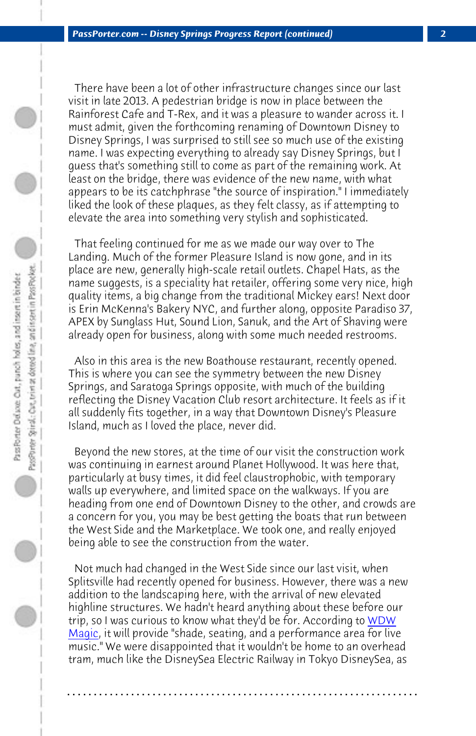There have been a lot of other infrastructure changes since our last visit in late 2013. A pedestrian bridge is now in place between the Rainforest Cafe and T-Rex, and it was a pleasure to wander across it. I must admit, given the forthcoming renaming of Downtown Disney to Disney Springs, I was surprised to still see so much use of the existing name. I was expecting everything to already say Disney Springs, but I guess that's something still to come as part of the remaining work. At least on the bridge, there was evidence of the new name, with what appears to be its catchphrase "the source of inspiration." I immediately liked the look of these plaques, as they felt classy, as if attempting to elevate the area into something very stylish and sophisticated.

That feeling continued for me as we made our way over to The Landing. Much of the former Pleasure Island is now gone, and in its place are new, generally high-scale retail outlets. Chapel Hats, as the name suggests, is a specialty hat retailer, offering some very nice, high quality items, a big change from the traditional Mickey ears! Next door is Erin McKenna's Bakery NYC, and further along, opposite Paradiso 37, APEX by Sunglass Hut, Sound Lion, Sanuk, and the Art of Shaving were already open for business, along with some much needed restrooms.

Also in this area is the new Boathouse restaurant, recently opened. This is where you can see the symmetry between the new Disney Springs, and Saratoga Springs opposite, with much of the building reflecting the Disney Vacation Club resort architecture. It feels as if it all suddenly fits together, in a way that Downtown Disney's Pleasure Island, much as I loved the place, never did.

Beyond the new stores, at the time of our visit the construction work was continuing in earnest around Planet Hollywood. It was here that, particularly at busy times, it did feel claustrophobic, with temporary walls up everywhere, and limited space on the walkways. If you are heading from one end of Downtown Disney to the other, and crowds are a concern for you, you may be best getting the boats that run between the West Side and the Marketplace. We took one, and really enjoyed being able to see the construction from the water.

Not much had changed in the West Side since our last visit, when Splitsville had recently opened for business. However, there was a new addition to the landscaping here, with the arrival of new elevated highline structures. We hadn't heard anything about these before our trip, so I was curious to know what they'd be for. According to WDW Magic, it will provide "shade, seating, and a performance area for live music." We were disappointed that it wouldn't be home to an overhead tram, much like the DisneySea Electric Railway in Tokyo DisneySea, as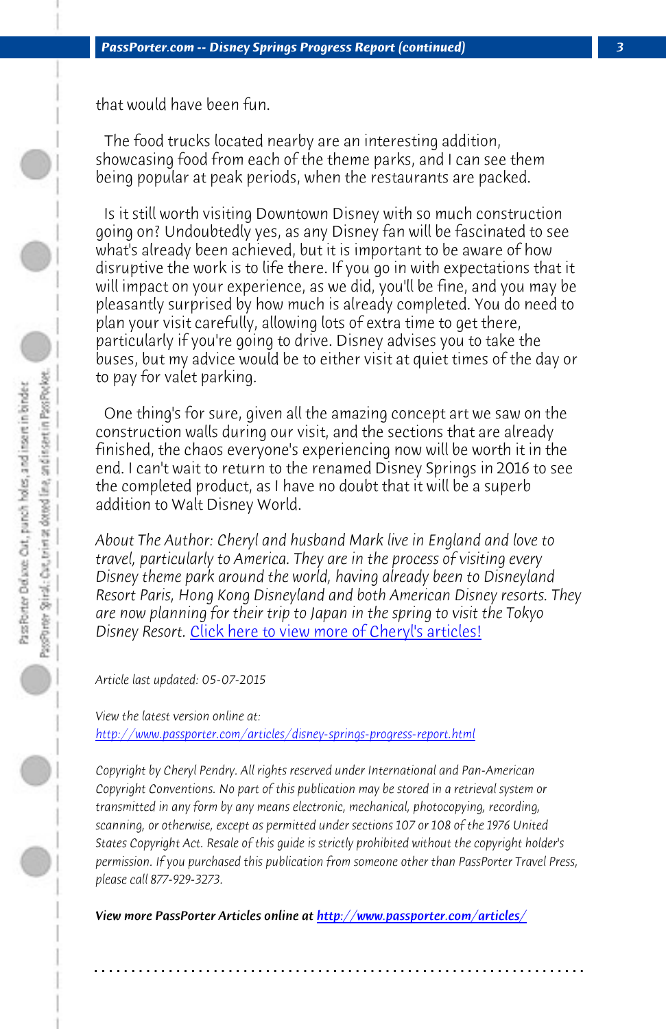that would have been fun.

The food trucks located nearby are an interesting addition, showcasing food from each of the theme parks, and I can see them being popular at peak periods, when the restaurants are packed.

Is it still worth visiting Downtown Disney with so much construction going on? Undoubtedly yes, as any Disney fan will be fascinated to see what's already been achieved, but it is important to be aware of how disruptive the work is to life there. If you go in with expectations that it will impact on your experience, as we did, you'll be fine, and you may be pleasantly surprised by how much is already completed. You do need to plan your visit carefully, allowing lots of extra time to get there, particularly if you're going to drive. Disney advises you to take the buses, but my advice would be to either visit at quiet times of the day or to pay for valet parking.

One thing's for sure, given all the amazing concept art we saw on the construction walls during our visit, and the sections that are already finished, the chaos everyone's experiencing now will be worth it in the end. I can't wait to return to the renamed Disney Springs in 2016 to see the completed product, as I have no doubt that it will be a superb addition to Walt Disney World.

*About The Author: Cheryl and husband Mark live in England and love to travel, particularly to America. They are in the process of visiting every Disney theme park around the world, having already been to Disneyland Resort Paris, Hong Kong Disneyland and both American Disney resorts. They are now planning for their trip to Japan in the spring to visit the Tokyo Disney Resort.* Click here to view more of Cheryl's articles!

*Article last updated: 05-07-2015*

*View the latest version online at:*
*http://www.passporter.com/articles/disney-springs-progress-report.html*

*Copyright by Cheryl Pendry. All rights reserved under International and Pan-American Copyright Conventions. No part of this publication may be stored in a retrieval system or transmitted in any form by any means electronic, mechanical, photocopying, recording, scanning, or otherwise, except as permitted under sections 107 or 108 of the 1976 United States Copyright Act. Resale of this guide is strictly prohibited without the copyright holder's permission. If you purchased this publication from someone other than PassPorter Travel Press, please call 877-929-3273.*

***View more PassPorter Articles online at http://www.passporter.com/articles/***